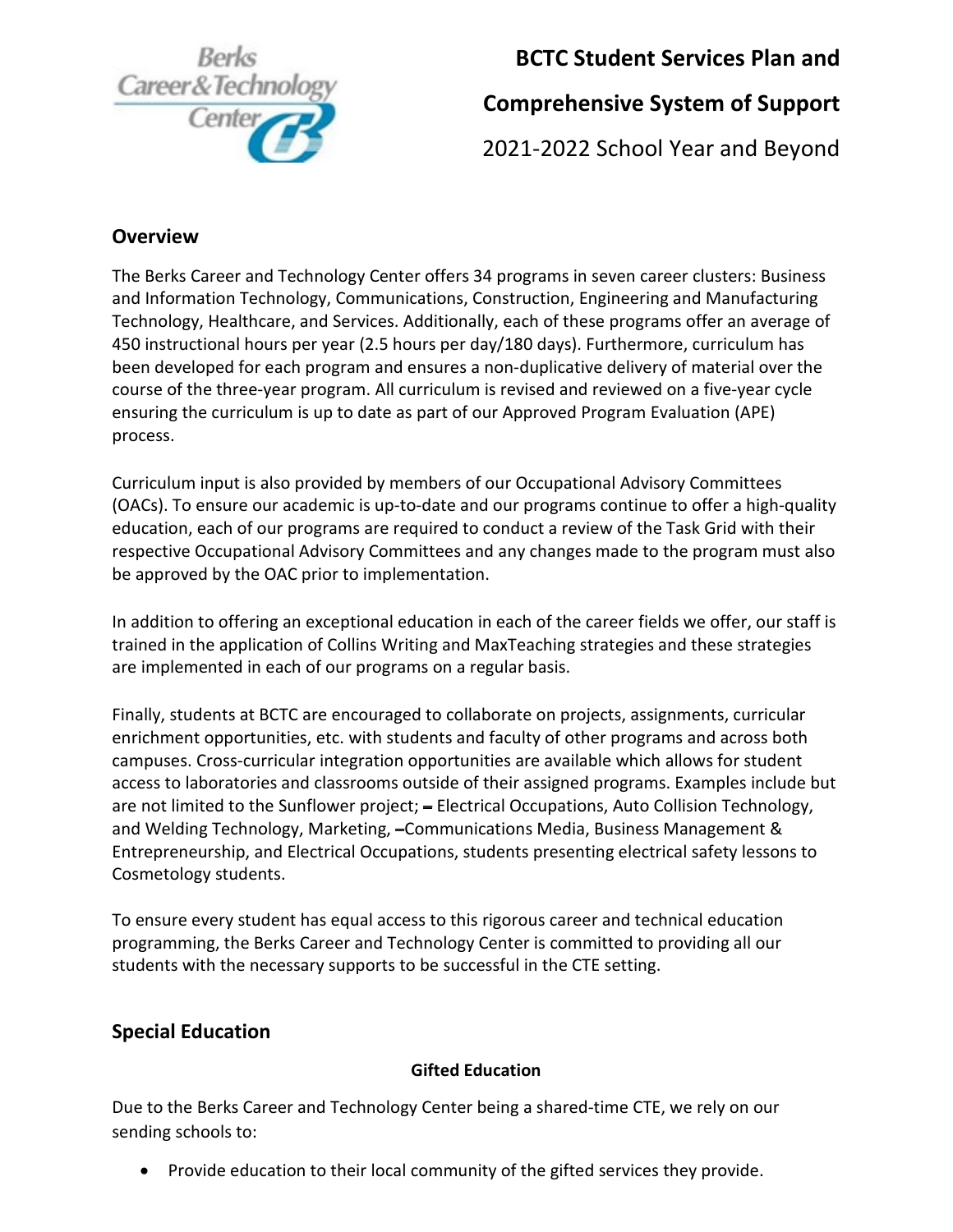# BCTC Student Services Plan and Comprehensive System of Support

2021-2022 School Year and Beyond

## Overview

The Berks Career and Technology Center offers 34 programs in seven career clusters: Business and Information Technology, Communications, Construction, Engineering and Manufacturing Technology, Healthcare, and Services. Additionally, each of these programs offer an average of 450 instructional hours per year (2.5 hours per day/180 days). Furthermore, curriculum has been developed for each program and ensures a non-duplicative delivery of material over the course of the three-year program. All curriculum is revised and reviewed on a five-year cycle ensuring the curriculum is up to date as part of our Approved Program Evaluation (APE) process.

Curriculum input is also provided by members of our Occupational Advisory Committees (OACs). To ensure our academic is up-to-date and our programs continue to offer a high-quality education, each of our programs are required to conduct a review of the Task Grid with their respective Occupational Advisory Committees and any changes made to the program must also be approved by the OAC prior to implementation.

In addition to offering an exceptional education in each of the career fields we offer, our staff is trained in the application of Collins Writing and MaxTeaching strategies and these strategies are implemented in each of our programs on a regular basis.

Finally, students at BCTC are encouraged to collaborate on projects, assignments, curricular enrichment opportunities, etc. with students and faculty of other programs and across both campuses. Cross-curricular integration opportunities are available which allows for student access to laboratories and classrooms outside of their assigned programs. Examples include but are not limited to the Sunflower project; – Electrical Occupations, Auto Collision Technology, and Welding Technology, Marketing, –Communications Media, Business Management & Entrepreneurship, and Electrical Occupations, students presenting electrical safety lessons to Cosmetology students.

To ensure every student has equal access to this rigorous career and technical education programming, the Berks Career and Technology Center is committed to providing all our students with the necessary supports to be successful in the CTE setting.

## Special Education

### Gifted Education

Due to the Berks Career and Technology Center being a shared-time CTE, we rely on our sending schools to:

- Provide education to their local community of the gifted services they provide.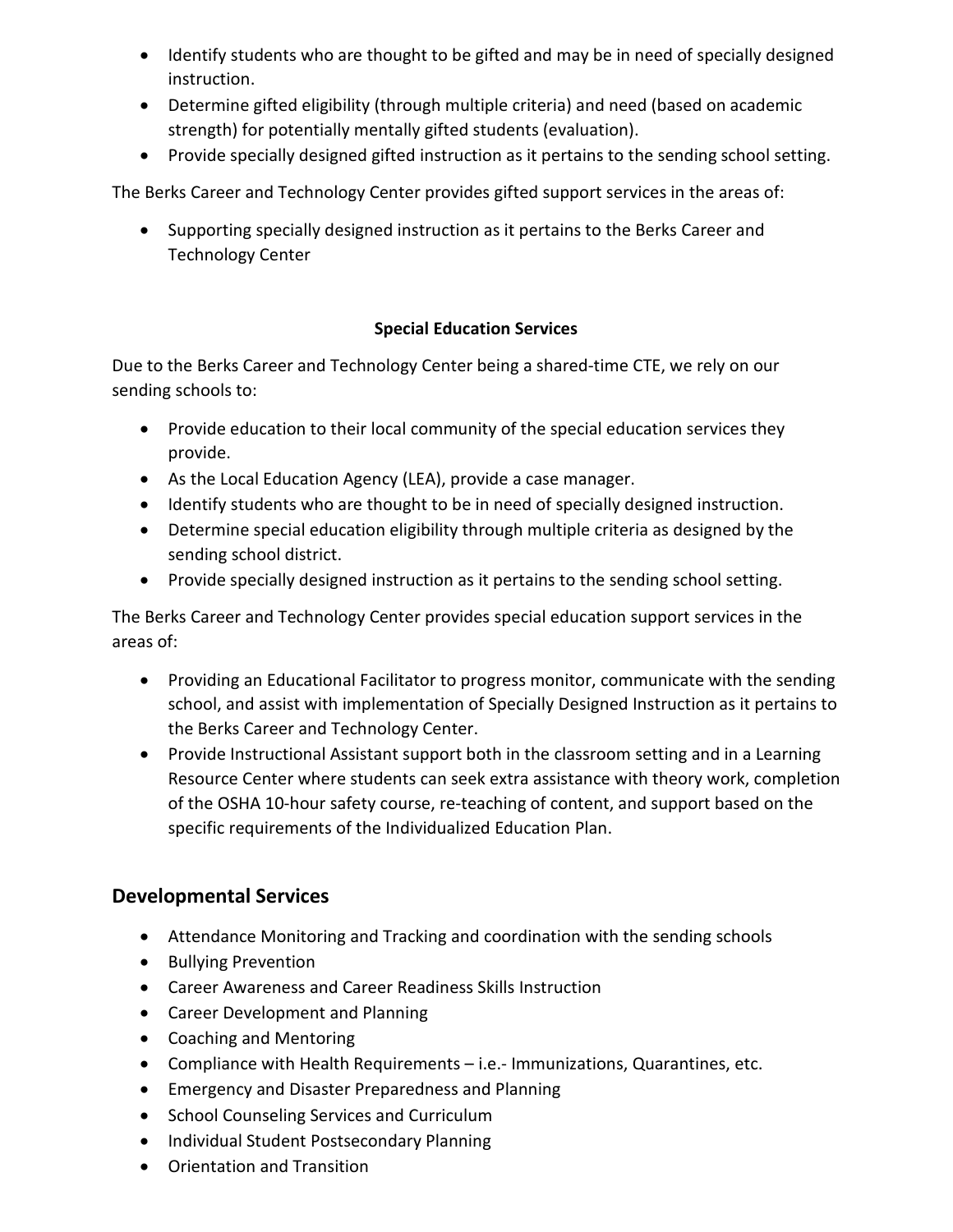- Identify students who are thought to be gifted and may be in need of specially designed instruction.
- Determine gifted eligibility (through multiple criteria) and need (based on academic strength) for potentially mentally gifted students (evaluation).
- Provide specially designed gifted instruction as it pertains to the sending school setting.

The Berks Career and Technology Center provides gifted support services in the areas of:

- Supporting specially designed instruction as it pertains to the Berks Career and Technology Center

**Special Education Services**

Due to the Berks Career and Technology Center being a shared-time CTE, we rely on our sending schools to:

- Provide education to their local community of the special education services they provide.
- As the Local Education Agency (LEA), provide a case manager.
- Identify students who are thought to be in need of specially designed instruction.
- Determine special education eligibility through multiple criteria as designed by the sending school district.
- Provide specially designed instruction as it pertains to the sending school setting.

The Berks Career and Technology Center provides special education support services in the areas of:

- Providing an Educational Facilitator to progress monitor, communicate with the sending school, and assist with implementation of Specially Designed Instruction as it pertains to the Berks Career and Technology Center.
- Provide Instructional Assistant support both in the classroom setting and in a Learning Resource Center where students can seek extra assistance with theory work, completion of the OSHA 10-hour safety course, re-teaching of content, and support based on the specific requirements of the Individualized Education Plan.

## Developmental Services

- Attendance Monitoring and Tracking and coordination with the sending schools
- Bullying Prevention
- Career Awareness and Career Readiness Skills Instruction
- Career Development and Planning
- Coaching and Mentoring
- Compliance with Health Requirements – i.e.- Immunizations, Quarantines, etc.
- Emergency and Disaster Preparedness and Planning
- School Counseling Services and Curriculum
- Individual Student Postsecondary Planning
- Orientation and Transition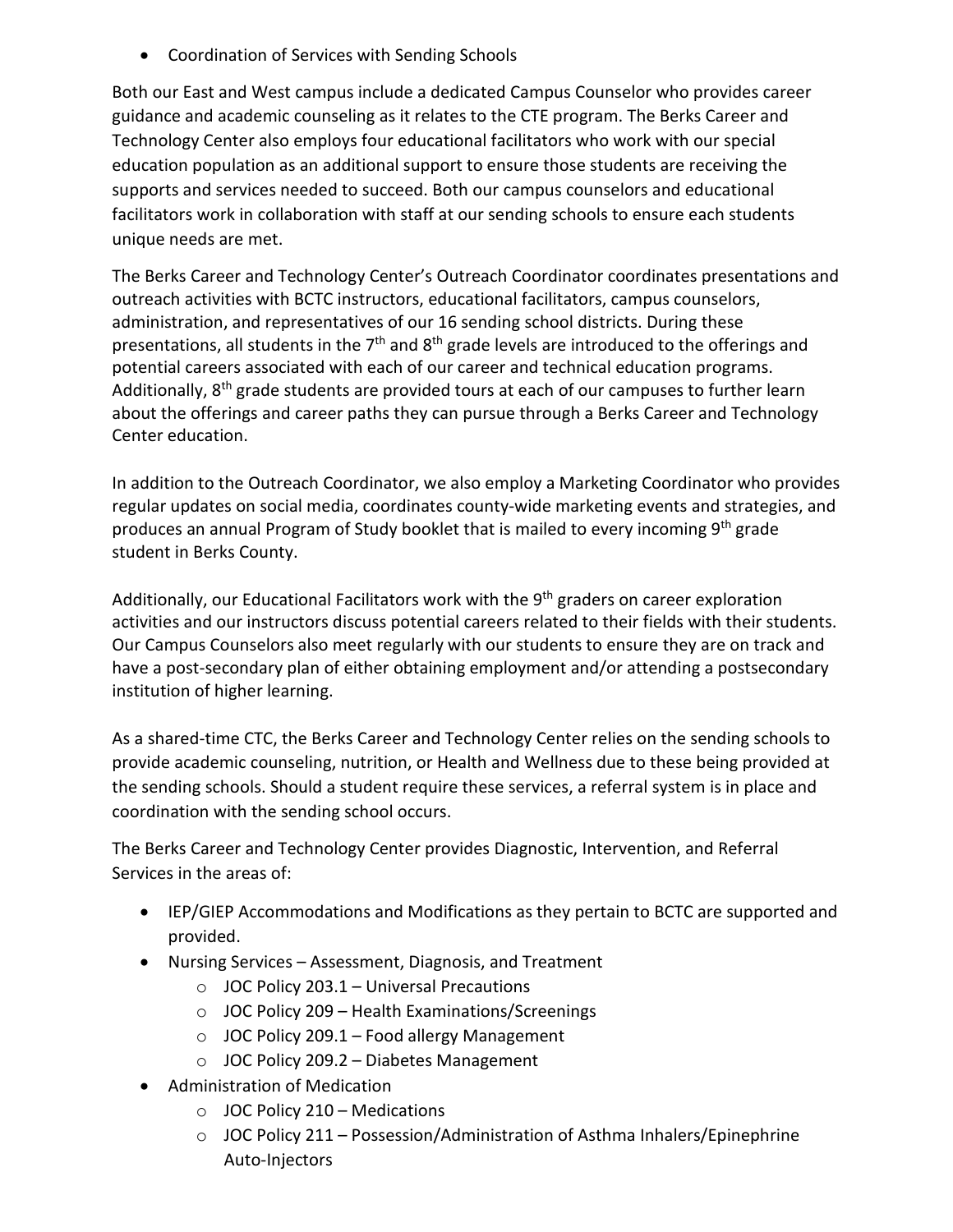- Coordination of Services with Sending Schools

Both our East and West campus include a dedicated Campus Counselor who provides career guidance and academic counseling as it relates to the CTE program. The Berks Career and Technology Center also employs four educational facilitators who work with our special education population as an additional support to ensure those students are receiving the supports and services needed to succeed. Both our campus counselors and educational facilitators work in collaboration with staff at our sending schools to ensure each students unique needs are met.

The Berks Career and Technology Center's Outreach Coordinator coordinates presentations and outreach activities with BCTC instructors, educational facilitators, campus counselors, administration, and representatives of our 16 sending school districts. During these presentations, all students in the 7th and 8th grade levels are introduced to the offerings and potential careers associated with each of our career and technical education programs. Additionally, 8th grade students are provided tours at each of our campuses to further learn about the offerings and career paths they can pursue through a Berks Career and Technology Center education.

In addition to the Outreach Coordinator, we also employ a Marketing Coordinator who provides regular updates on social media, coordinates county-wide marketing events and strategies, and produces an annual Program of Study booklet that is mailed to every incoming 9th grade student in Berks County.

Additionally, our Educational Facilitators work with the 9th graders on career exploration activities and our instructors discuss potential careers related to their fields with their students. Our Campus Counselors also meet regularly with our students to ensure they are on track and have a post-secondary plan of either obtaining employment and/or attending a postsecondary institution of higher learning.

As a shared-time CTC, the Berks Career and Technology Center relies on the sending schools to provide academic counseling, nutrition, or Health and Wellness due to these being provided at the sending schools. Should a student require these services, a referral system is in place and coordination with the sending school occurs.

The Berks Career and Technology Center provides Diagnostic, Intervention, and Referral Services in the areas of:

- IEP/GIEP Accommodations and Modifications as they pertain to BCTC are supported and provided.
- Nursing Services – Assessment, Diagnosis, and Treatment
    - JOC Policy 203.1 – Universal Precautions
    - JOC Policy 209 – Health Examinations/Screenings
    - JOC Policy 209.1 – Food allergy Management
    - JOC Policy 209.2 – Diabetes Management
- Administration of Medication
    - JOC Policy 210 – Medications
    - JOC Policy 211 – Possession/Administration of Asthma Inhalers/Epinephrine Auto-Injectors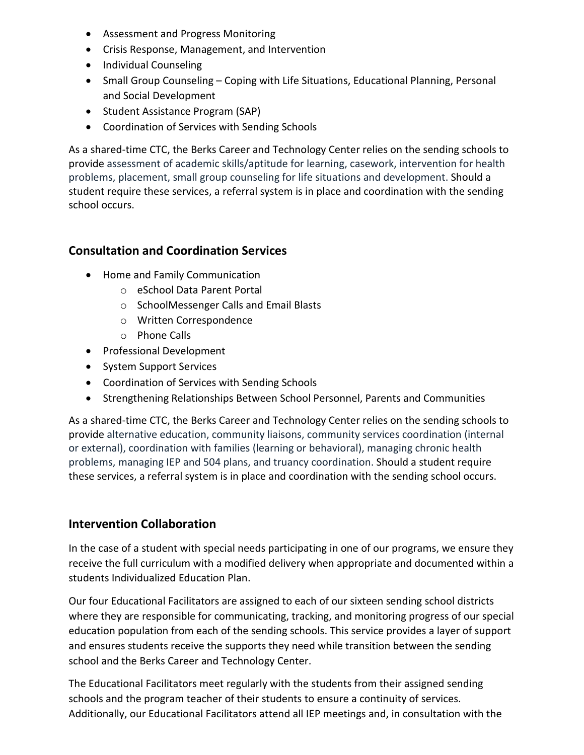- Assessment and Progress Monitoring
- Crisis Response, Management, and Intervention
- Individual Counseling
- Small Group Counseling – Coping with Life Situations, Educational Planning, Personal and Social Development
- Student Assistance Program (SAP)
- Coordination of Services with Sending Schools

As a shared-time CTC, the Berks Career and Technology Center relies on the sending schools to provide assessment of academic skills/aptitude for learning, casework, intervention for health problems, placement, small group counseling for life situations and development. Should a student require these services, a referral system is in place and coordination with the sending school occurs.

## Consultation and Coordination Services

- Home and Family Communication
  - eSchool Data Parent Portal
  - SchoolMessenger Calls and Email Blasts
  - Written Correspondence
  - Phone Calls
- Professional Development
- System Support Services
- Coordination of Services with Sending Schools
- Strengthening Relationships Between School Personnel, Parents and Communities

As a shared-time CTC, the Berks Career and Technology Center relies on the sending schools to provide alternative education, community liaisons, community services coordination (internal or external), coordination with families (learning or behavioral), managing chronic health problems, managing IEP and 504 plans, and truancy coordination. Should a student require these services, a referral system is in place and coordination with the sending school occurs.

## Intervention Collaboration

In the case of a student with special needs participating in one of our programs, we ensure they receive the full curriculum with a modified delivery when appropriate and documented within a students Individualized Education Plan.

Our four Educational Facilitators are assigned to each of our sixteen sending school districts where they are responsible for communicating, tracking, and monitoring progress of our special education population from each of the sending schools. This service provides a layer of support and ensures students receive the supports they need while transition between the sending school and the Berks Career and Technology Center.

The Educational Facilitators meet regularly with the students from their assigned sending schools and the program teacher of their students to ensure a continuity of services. Additionally, our Educational Facilitators attend all IEP meetings and, in consultation with the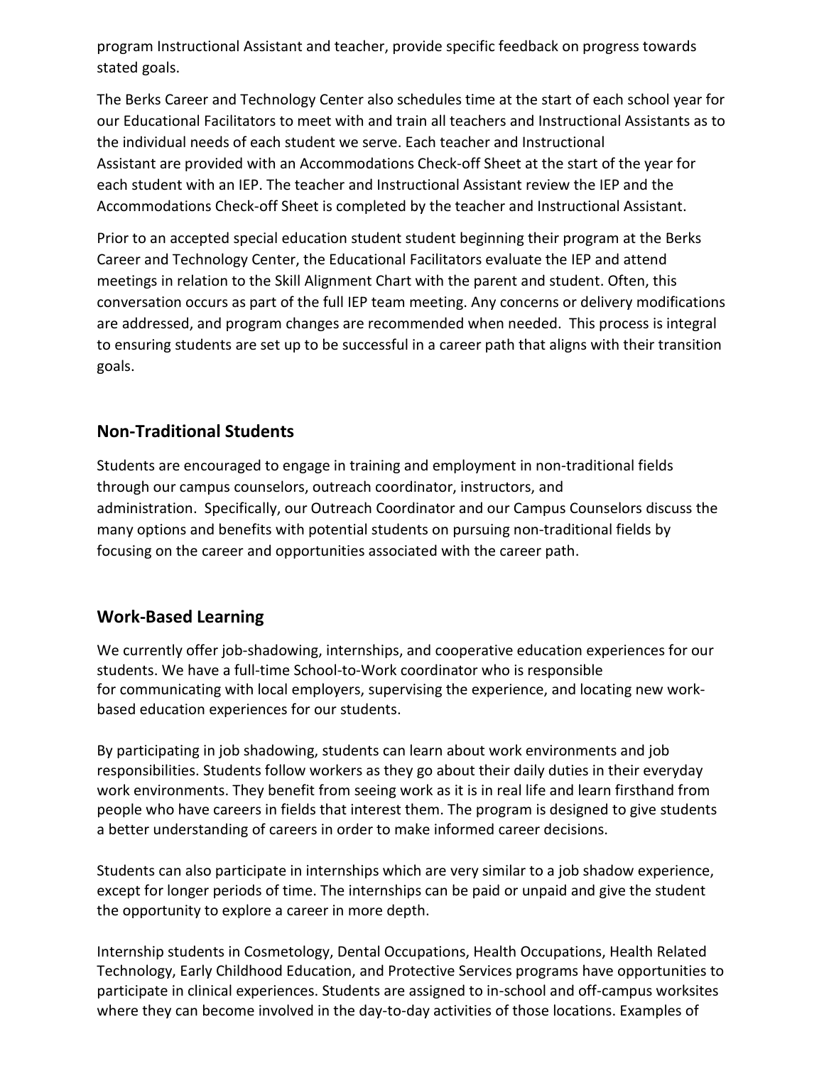program Instructional Assistant and teacher, provide specific feedback on progress towards stated goals.

The Berks Career and Technology Center also schedules time at the start of each school year for our Educational Facilitators to meet with and train all teachers and Instructional Assistants as to the individual needs of each student we serve. Each teacher and Instructional Assistant are provided with an Accommodations Check-off Sheet at the start of the year for each student with an IEP. The teacher and Instructional Assistant review the IEP and the Accommodations Check-off Sheet is completed by the teacher and Instructional Assistant.

Prior to an accepted special education student student beginning their program at the Berks Career and Technology Center, the Educational Facilitators evaluate the IEP and attend meetings in relation to the Skill Alignment Chart with the parent and student. Often, this conversation occurs as part of the full IEP team meeting. Any concerns or delivery modifications are addressed, and program changes are recommended when needed. This process is integral to ensuring students are set up to be successful in a career path that aligns with their transition goals.

## Non-Traditional Students

Students are encouraged to engage in training and employment in non-traditional fields through our campus counselors, outreach coordinator, instructors, and administration. Specifically, our Outreach Coordinator and our Campus Counselors discuss the many options and benefits with potential students on pursuing non-traditional fields by focusing on the career and opportunities associated with the career path.

## Work-Based Learning

We currently offer job-shadowing, internships, and cooperative education experiences for our students. We have a full-time School-to-Work coordinator who is responsible for communicating with local employers, supervising the experience, and locating new work-based education experiences for our students.

By participating in job shadowing, students can learn about work environments and job responsibilities. Students follow workers as they go about their daily duties in their everyday work environments. They benefit from seeing work as it is in real life and learn firsthand from people who have careers in fields that interest them. The program is designed to give students a better understanding of careers in order to make informed career decisions.

Students can also participate in internships which are very similar to a job shadow experience, except for longer periods of time. The internships can be paid or unpaid and give the student the opportunity to explore a career in more depth.

Internship students in Cosmetology, Dental Occupations, Health Occupations, Health Related Technology, Early Childhood Education, and Protective Services programs have opportunities to participate in clinical experiences. Students are assigned to in-school and off-campus worksites where they can become involved in the day-to-day activities of those locations. Examples of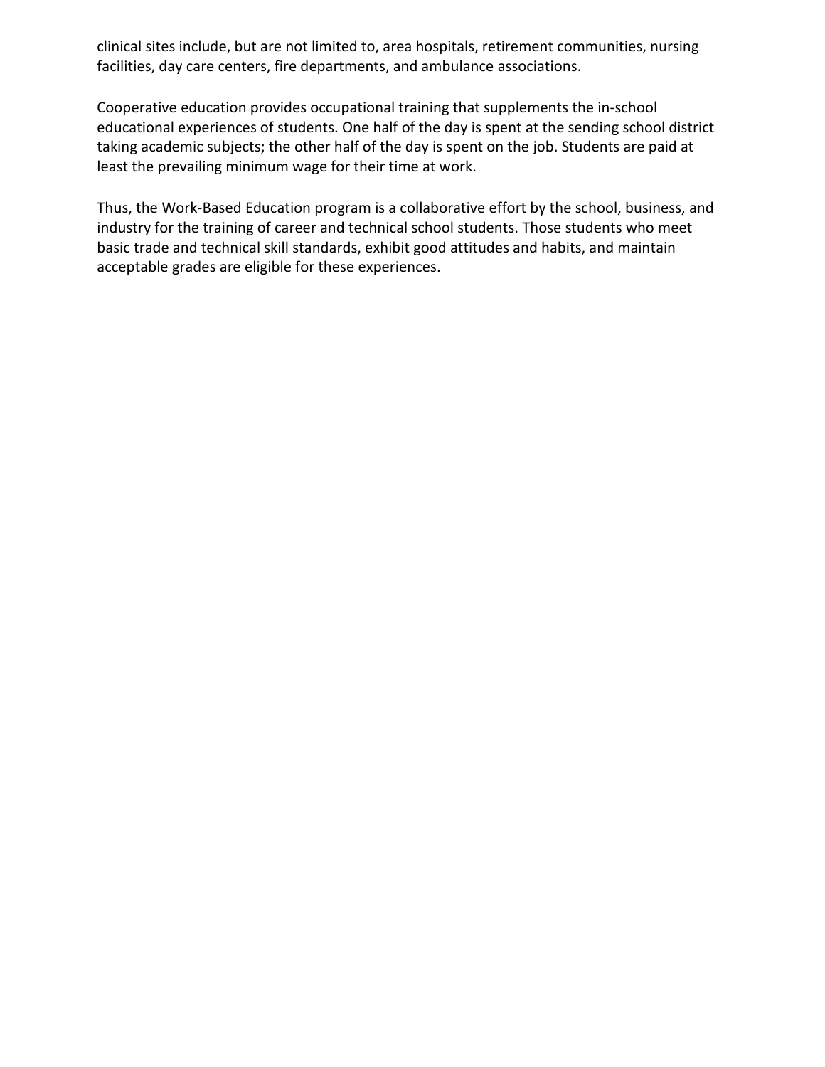clinical sites include, but are not limited to, area hospitals, retirement communities, nursing facilities, day care centers, fire departments, and ambulance associations.

Cooperative education provides occupational training that supplements the in-school educational experiences of students. One half of the day is spent at the sending school district taking academic subjects; the other half of the day is spent on the job. Students are paid at least the prevailing minimum wage for their time at work.

Thus, the Work-Based Education program is a collaborative effort by the school, business, and industry for the training of career and technical school students. Those students who meet basic trade and technical skill standards, exhibit good attitudes and habits, and maintain acceptable grades are eligible for these experiences.